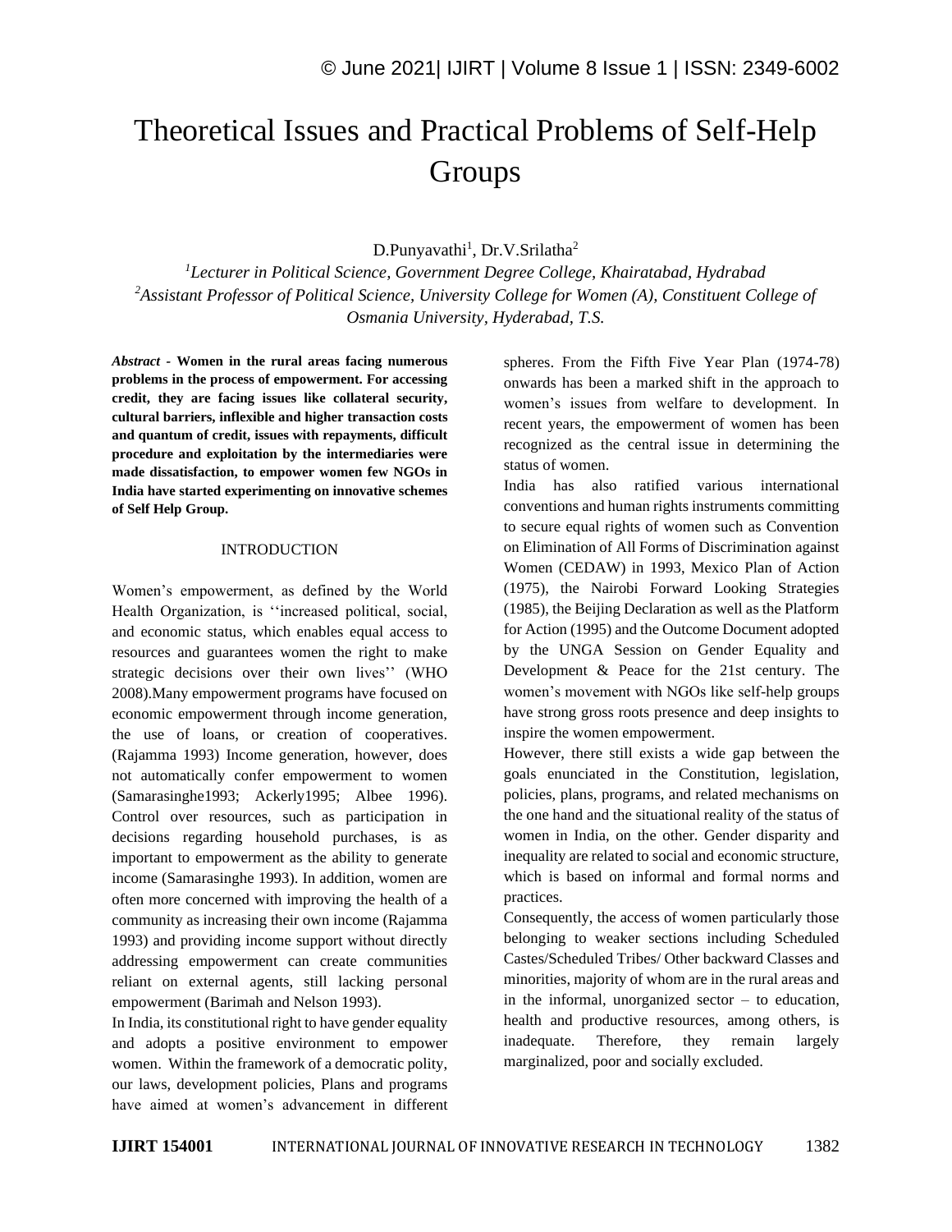# Theoretical Issues and Practical Problems of Self-Help Groups

D.Punyavathi[1], Dr.V.Srilatha[2]

[1]*Lecturer in Political Science, Government Degree College, Khairatabad, Hydrabad*

[2]*Assistant Professor of Political Science, University College for Women (A), Constituent College of Osmania University, Hyderabad, T.S.*

***Abstract* - Women in the rural areas facing numerous problems in the process of empowerment. For accessing credit, they are facing issues like collateral security, cultural barriers, inflexible and higher transaction costs and quantum of credit, issues with repayments, difficult procedure and exploitation by the intermediaries were made dissatisfaction, to empower women few NGOs in India have started experimenting on innovative schemes of Self Help Group.**

## INTRODUCTION

Women's empowerment, as defined by the World Health Organization, is ''increased political, social, and economic status, which enables equal access to resources and guarantees women the right to make strategic decisions over their own lives'' (WHO 2008).Many empowerment programs have focused on economic empowerment through income generation, the use of loans, or creation of cooperatives. (Rajamma 1993) Income generation, however, does not automatically confer empowerment to women (Samarasinghe1993; Ackerly1995; Albee 1996). Control over resources, such as participation in decisions regarding household purchases, is as important to empowerment as the ability to generate income (Samarasinghe 1993). In addition, women are often more concerned with improving the health of a community as increasing their own income (Rajamma 1993) and providing income support without directly addressing empowerment can create communities reliant on external agents, still lacking personal empowerment (Barimah and Nelson 1993).

In India, its constitutional right to have gender equality and adopts a positive environment to empower women. Within the framework of a democratic polity, our laws, development policies, Plans and programs have aimed at women's advancement in different spheres. From the Fifth Five Year Plan (1974-78) onwards has been a marked shift in the approach to women's issues from welfare to development. In recent years, the empowerment of women has been recognized as the central issue in determining the status of women.

India has also ratified various international conventions and human rights instruments committing to secure equal rights of women such as Convention on Elimination of All Forms of Discrimination against Women (CEDAW) in 1993, Mexico Plan of Action (1975), the Nairobi Forward Looking Strategies (1985), the Beijing Declaration as well as the Platform for Action (1995) and the Outcome Document adopted by the UNGA Session on Gender Equality and Development & Peace for the 21st century. The women's movement with NGOs like self-help groups have strong gross roots presence and deep insights to inspire the women empowerment.

However, there still exists a wide gap between the goals enunciated in the Constitution, legislation, policies, plans, programs, and related mechanisms on the one hand and the situational reality of the status of women in India, on the other. Gender disparity and inequality are related to social and economic structure, which is based on informal and formal norms and practices.

Consequently, the access of women particularly those belonging to weaker sections including Scheduled Castes/Scheduled Tribes/ Other backward Classes and minorities, majority of whom are in the rural areas and in the informal, unorganized sector – to education, health and productive resources, among others, is inadequate. Therefore, they remain largely marginalized, poor and socially excluded.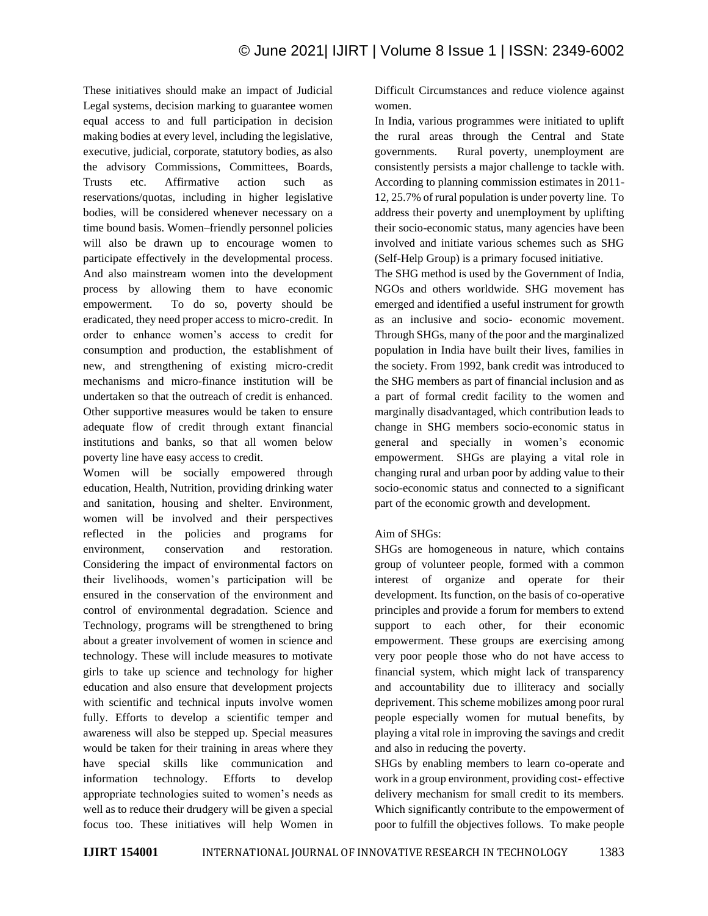These initiatives should make an impact of Judicial Legal systems, decision marking to guarantee women equal access to and full participation in decision making bodies at every level, including the legislative, executive, judicial, corporate, statutory bodies, as also the advisory Commissions, Committees, Boards, Trusts etc. Affirmative action such as reservations/quotas, including in higher legislative bodies, will be considered whenever necessary on a time bound basis. Women–friendly personnel policies will also be drawn up to encourage women to participate effectively in the developmental process. And also mainstream women into the development process by allowing them to have economic empowerment. To do so, poverty should be eradicated, they need proper access to micro-credit. In order to enhance women's access to credit for consumption and production, the establishment of new, and strengthening of existing micro-credit mechanisms and micro-finance institution will be undertaken so that the outreach of credit is enhanced. Other supportive measures would be taken to ensure adequate flow of credit through extant financial institutions and banks, so that all women below poverty line have easy access to credit.

Women will be socially empowered through education, Health, Nutrition, providing drinking water and sanitation, housing and shelter. Environment, women will be involved and their perspectives reflected in the policies and programs for environment, conservation and restoration. Considering the impact of environmental factors on their livelihoods, women's participation will be ensured in the conservation of the environment and control of environmental degradation. Science and Technology, programs will be strengthened to bring about a greater involvement of women in science and technology. These will include measures to motivate girls to take up science and technology for higher education and also ensure that development projects with scientific and technical inputs involve women fully. Efforts to develop a scientific temper and awareness will also be stepped up. Special measures would be taken for their training in areas where they have special skills like communication and information technology. Efforts to develop appropriate technologies suited to women's needs as well as to reduce their drudgery will be given a special focus too. These initiatives will help Women in Difficult Circumstances and reduce violence against women.

In India, various programmes were initiated to uplift the rural areas through the Central and State governments. Rural poverty, unemployment are consistently persists a major challenge to tackle with. According to planning commission estimates in 2011-12, 25.7% of rural population is under poverty line. To address their poverty and unemployment by uplifting their socio-economic status, many agencies have been involved and initiate various schemes such as SHG (Self-Help Group) is a primary focused initiative.

The SHG method is used by the Government of India, NGOs and others worldwide. SHG movement has emerged and identified a useful instrument for growth as an inclusive and socio- economic movement. Through SHGs, many of the poor and the marginalized population in India have built their lives, families in the society. From 1992, bank credit was introduced to the SHG members as part of financial inclusion and as a part of formal credit facility to the women and marginally disadvantaged, which contribution leads to change in SHG members socio-economic status in general and specially in women's economic empowerment. SHGs are playing a vital role in changing rural and urban poor by adding value to their socio-economic status and connected to a significant part of the economic growth and development.

Aim of SHGs:

SHGs are homogeneous in nature, which contains group of volunteer people, formed with a common interest of organize and operate for their development. Its function, on the basis of co-operative principles and provide a forum for members to extend support to each other, for their economic empowerment. These groups are exercising among very poor people those who do not have access to financial system, which might lack of transparency and accountability due to illiteracy and socially deprivement. This scheme mobilizes among poor rural people especially women for mutual benefits, by playing a vital role in improving the savings and credit and also in reducing the poverty.

SHGs by enabling members to learn co-operate and work in a group environment, providing cost- effective delivery mechanism for small credit to its members. Which significantly contribute to the empowerment of poor to fulfill the objectives follows. To make people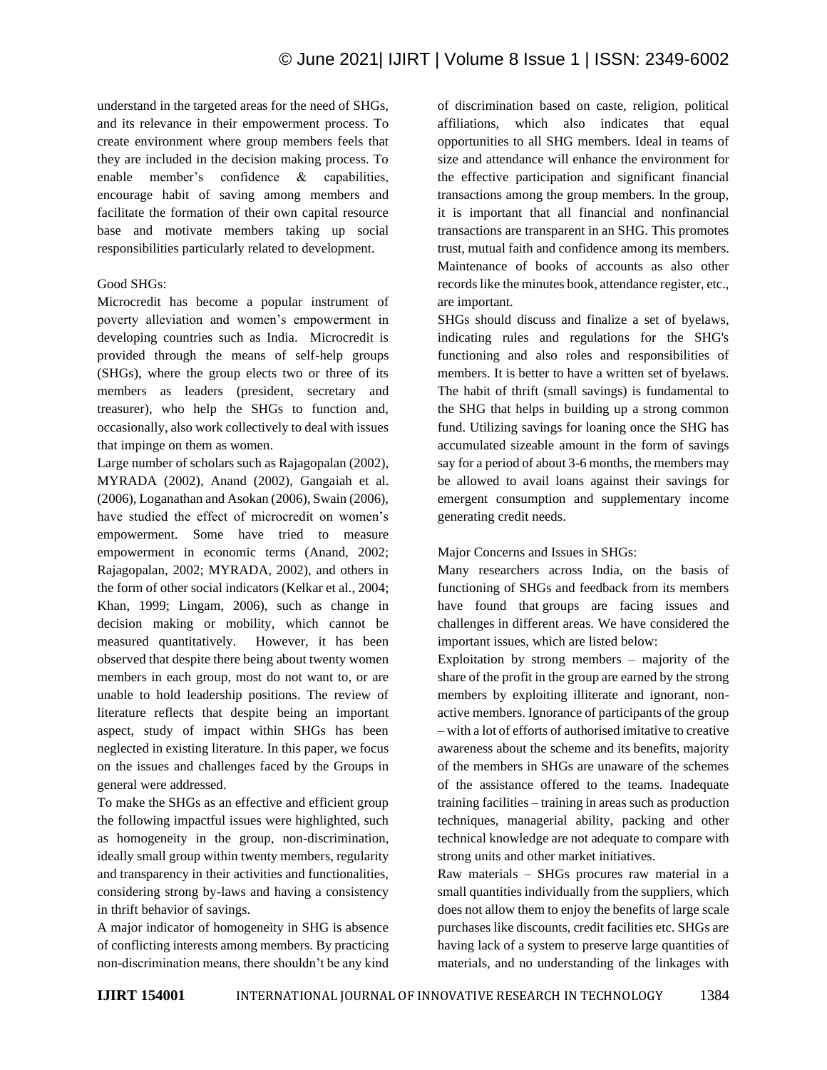understand in the targeted areas for the need of SHGs, and its relevance in their empowerment process. To create environment where group members feels that they are included in the decision making process. To enable member's confidence & capabilities, encourage habit of saving among members and facilitate the formation of their own capital resource base and motivate members taking up social responsibilities particularly related to development.

Good SHGs:

Microcredit has become a popular instrument of poverty alleviation and women's empowerment in developing countries such as India. Microcredit is provided through the means of self-help groups (SHGs), where the group elects two or three of its members as leaders (president, secretary and treasurer), who help the SHGs to function and, occasionally, also work collectively to deal with issues that impinge on them as women.

Large number of scholars such as Rajagopalan (2002), MYRADA (2002), Anand (2002), Gangaiah et al. (2006), Loganathan and Asokan (2006), Swain (2006), have studied the effect of microcredit on women's empowerment. Some have tried to measure empowerment in economic terms (Anand, 2002; Rajagopalan, 2002; MYRADA, 2002), and others in the form of other social indicators (Kelkar et al., 2004; Khan, 1999; Lingam, 2006), such as change in decision making or mobility, which cannot be measured quantitatively. However, it has been observed that despite there being about twenty women members in each group, most do not want to, or are unable to hold leadership positions. The review of literature reflects that despite being an important aspect, study of impact within SHGs has been neglected in existing literature. In this paper, we focus on the issues and challenges faced by the Groups in general were addressed.

To make the SHGs as an effective and efficient group the following impactful issues were highlighted, such as homogeneity in the group, non-discrimination, ideally small group within twenty members, regularity and transparency in their activities and functionalities, considering strong by-laws and having a consistency in thrift behavior of savings.

A major indicator of homogeneity in SHG is absence of conflicting interests among members. By practicing non-discrimination means, there shouldn't be any kind of discrimination based on caste, religion, political affiliations, which also indicates that equal opportunities to all SHG members. Ideal in teams of size and attendance will enhance the environment for the effective participation and significant financial transactions among the group members. In the group, it is important that all financial and nonfinancial transactions are transparent in an SHG. This promotes trust, mutual faith and confidence among its members. Maintenance of books of accounts as also other records like the minutes book, attendance register, etc., are important.

SHGs should discuss and finalize a set of byelaws, indicating rules and regulations for the SHG's functioning and also roles and responsibilities of members. It is better to have a written set of byelaws. The habit of thrift (small savings) is fundamental to the SHG that helps in building up a strong common fund. Utilizing savings for loaning once the SHG has accumulated sizeable amount in the form of savings say for a period of about 3-6 months, the members may be allowed to avail loans against their savings for emergent consumption and supplementary income generating credit needs.

Major Concerns and Issues in SHGs:

Many researchers across India, on the basis of functioning of SHGs and feedback from its members have found that groups are facing issues and challenges in different areas. We have considered the important issues, which are listed below:

Exploitation by strong members – majority of the share of the profit in the group are earned by the strong members by exploiting illiterate and ignorant, non-active members. Ignorance of participants of the group – with a lot of efforts of authorised imitative to creative awareness about the scheme and its benefits, majority of the members in SHGs are unaware of the schemes of the assistance offered to the teams. Inadequate training facilities – training in areas such as production techniques, managerial ability, packing and other technical knowledge are not adequate to compare with strong units and other market initiatives.

Raw materials – SHGs procures raw material in a small quantities individually from the suppliers, which does not allow them to enjoy the benefits of large scale purchases like discounts, credit facilities etc. SHGs are having lack of a system to preserve large quantities of materials, and no understanding of the linkages with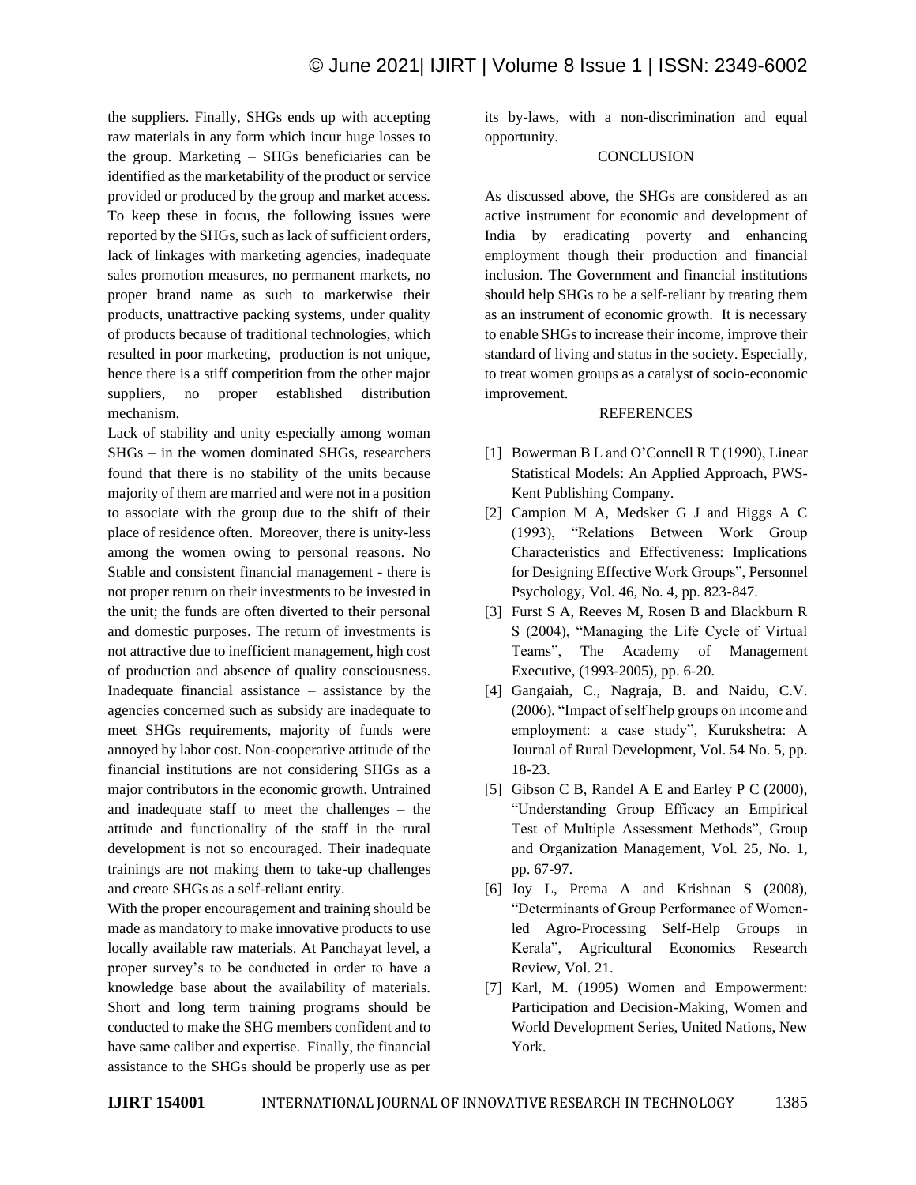the suppliers. Finally, SHGs ends up with accepting raw materials in any form which incur huge losses to the group. Marketing – SHGs beneficiaries can be identified as the marketability of the product or service provided or produced by the group and market access. To keep these in focus, the following issues were reported by the SHGs, such as lack of sufficient orders, lack of linkages with marketing agencies, inadequate sales promotion measures, no permanent markets, no proper brand name as such to marketwise their products, unattractive packing systems, under quality of products because of traditional technologies, which resulted in poor marketing, production is not unique, hence there is a stiff competition from the other major suppliers, no proper established distribution mechanism.

Lack of stability and unity especially among woman SHGs – in the women dominated SHGs, researchers found that there is no stability of the units because majority of them are married and were not in a position to associate with the group due to the shift of their place of residence often. Moreover, there is unity-less among the women owing to personal reasons. No Stable and consistent financial management - there is not proper return on their investments to be invested in the unit; the funds are often diverted to their personal and domestic purposes. The return of investments is not attractive due to inefficient management, high cost of production and absence of quality consciousness. Inadequate financial assistance – assistance by the agencies concerned such as subsidy are inadequate to meet SHGs requirements, majority of funds were annoyed by labor cost. Non-cooperative attitude of the financial institutions are not considering SHGs as a major contributors in the economic growth. Untrained and inadequate staff to meet the challenges – the attitude and functionality of the staff in the rural development is not so encouraged. Their inadequate trainings are not making them to take-up challenges and create SHGs as a self-reliant entity.

With the proper encouragement and training should be made as mandatory to make innovative products to use locally available raw materials. At Panchayat level, a proper survey's to be conducted in order to have a knowledge base about the availability of materials. Short and long term training programs should be conducted to make the SHG members confident and to have same caliber and expertise. Finally, the financial assistance to the SHGs should be properly use as per its by-laws, with a non-discrimination and equal opportunity.

## CONCLUSION

As discussed above, the SHGs are considered as an active instrument for economic and development of India by eradicating poverty and enhancing employment though their production and financial inclusion. The Government and financial institutions should help SHGs to be a self-reliant by treating them as an instrument of economic growth. It is necessary to enable SHGs to increase their income, improve their standard of living and status in the society. Especially, to treat women groups as a catalyst of socio-economic improvement.

## REFERENCES

[1] Bowerman B L and O'Connell R T (1990), Linear Statistical Models: An Applied Approach, PWS-Kent Publishing Company.

[2] Campion M A, Medsker G J and Higgs A C (1993), "Relations Between Work Group Characteristics and Effectiveness: Implications for Designing Effective Work Groups", Personnel Psychology, Vol. 46, No. 4, pp. 823-847.

[3] Furst S A, Reeves M, Rosen B and Blackburn R S (2004), "Managing the Life Cycle of Virtual Teams", The Academy of Management Executive, (1993-2005), pp. 6-20.

[4] Gangaiah, C., Nagraja, B. and Naidu, C.V. (2006), "Impact of self help groups on income and employment: a case study", Kurukshetra: A Journal of Rural Development, Vol. 54 No. 5, pp. 18-23.

[5] Gibson C B, Randel A E and Earley P C (2000), "Understanding Group Efficacy an Empirical Test of Multiple Assessment Methods", Group and Organization Management, Vol. 25, No. 1, pp. 67-97.

[6] Joy L, Prema A and Krishnan S (2008), "Determinants of Group Performance of Women-led Agro-Processing Self-Help Groups in Kerala", Agricultural Economics Research Review, Vol. 21.

[7] Karl, M. (1995) Women and Empowerment: Participation and Decision-Making, Women and World Development Series, United Nations, New York.